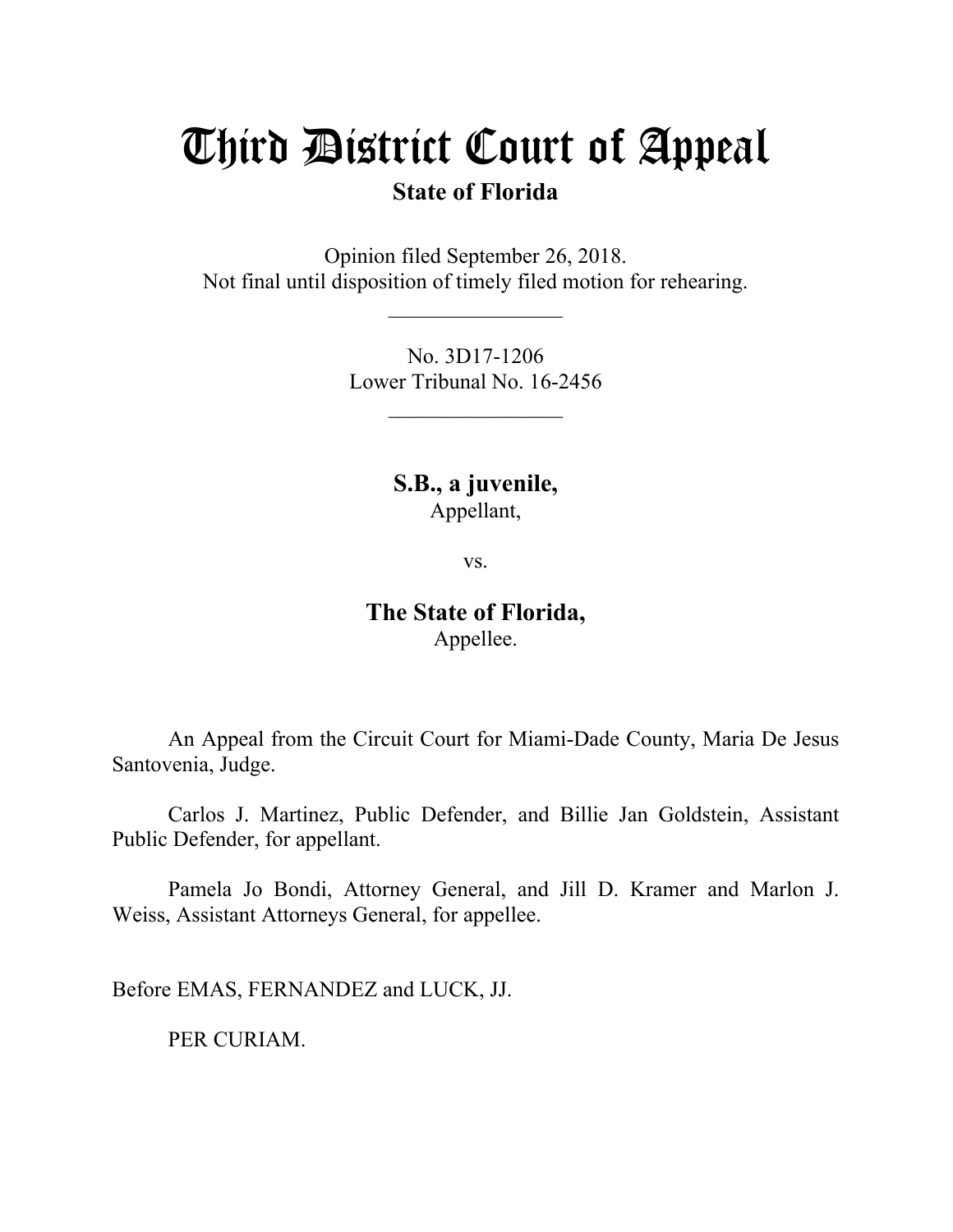# Third District Court of Appeal

**State of Florida**

Opinion filed September 26, 2018.
Not final until disposition of timely filed motion for rehearing.

\_\_\_\_\_\_\_\_\_\_\_\_\_\_\_\_

No. 3D17-1206
Lower Tribunal No. 16-2456

\_\_\_\_\_\_\_\_\_\_\_\_\_\_\_\_

**S.B., a juvenile,**
Appellant,

vs.

**The State of Florida,**
Appellee.

An Appeal from the Circuit Court for Miami-Dade County, Maria De Jesus Santovenia, Judge.

Carlos J. Martinez, Public Defender, and Billie Jan Goldstein, Assistant Public Defender, for appellant.

Pamela Jo Bondi, Attorney General, and Jill D. Kramer and Marlon J. Weiss, Assistant Attorneys General, for appellee.

Before EMAS, FERNANDEZ and LUCK, JJ.

PER CURIAM.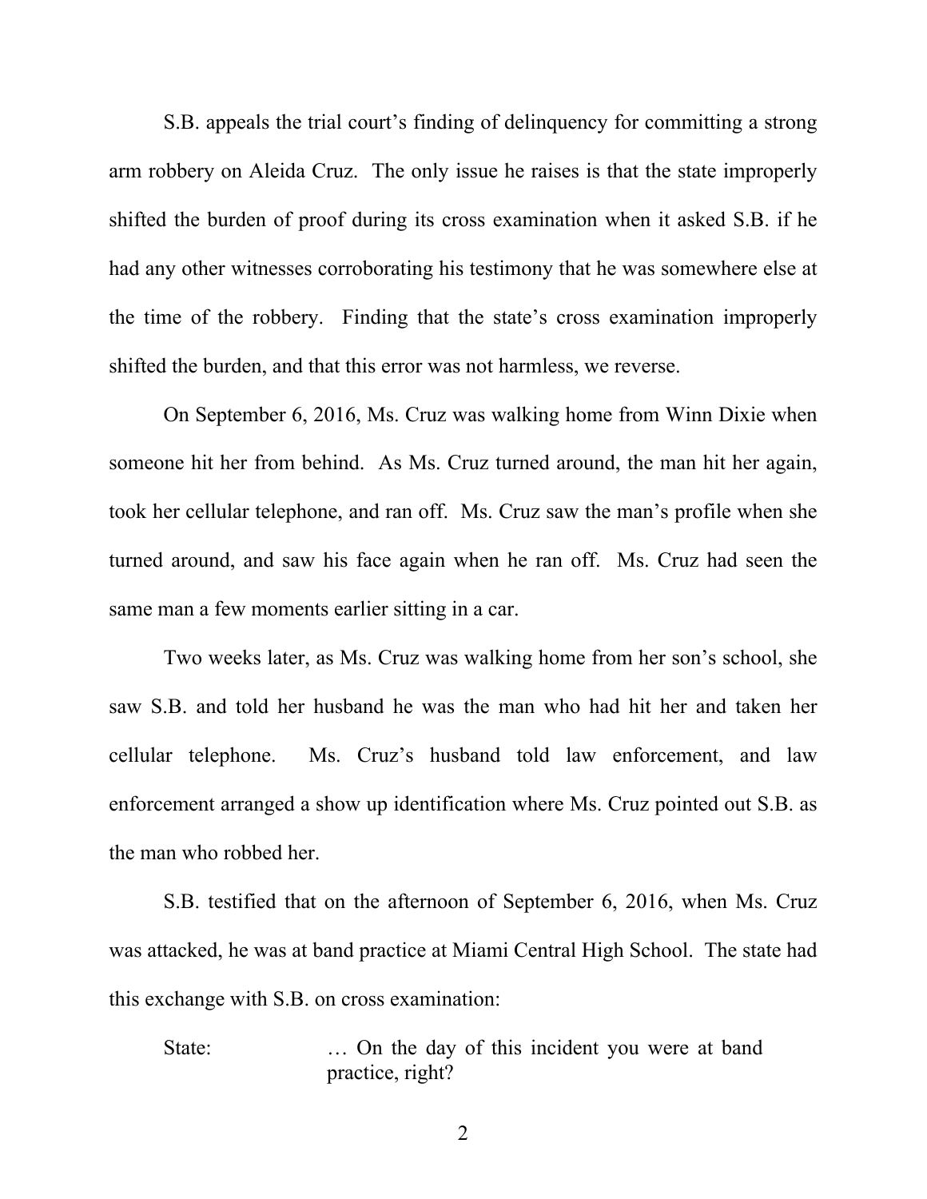S.B. appeals the trial court's finding of delinquency for committing a strong arm robbery on Aleida Cruz. The only issue he raises is that the state improperly shifted the burden of proof during its cross examination when it asked S.B. if he had any other witnesses corroborating his testimony that he was somewhere else at the time of the robbery. Finding that the state's cross examination improperly shifted the burden, and that this error was not harmless, we reverse.

On September 6, 2016, Ms. Cruz was walking home from Winn Dixie when someone hit her from behind. As Ms. Cruz turned around, the man hit her again, took her cellular telephone, and ran off. Ms. Cruz saw the man's profile when she turned around, and saw his face again when he ran off. Ms. Cruz had seen the same man a few moments earlier sitting in a car.

Two weeks later, as Ms. Cruz was walking home from her son's school, she saw S.B. and told her husband he was the man who had hit her and taken her cellular telephone. Ms. Cruz's husband told law enforcement, and law enforcement arranged a show up identification where Ms. Cruz pointed out S.B. as the man who robbed her.

S.B. testified that on the afternoon of September 6, 2016, when Ms. Cruz was attacked, he was at band practice at Miami Central High School. The state had this exchange with S.B. on cross examination:

> State: … On the day of this incident you were at band practice, right?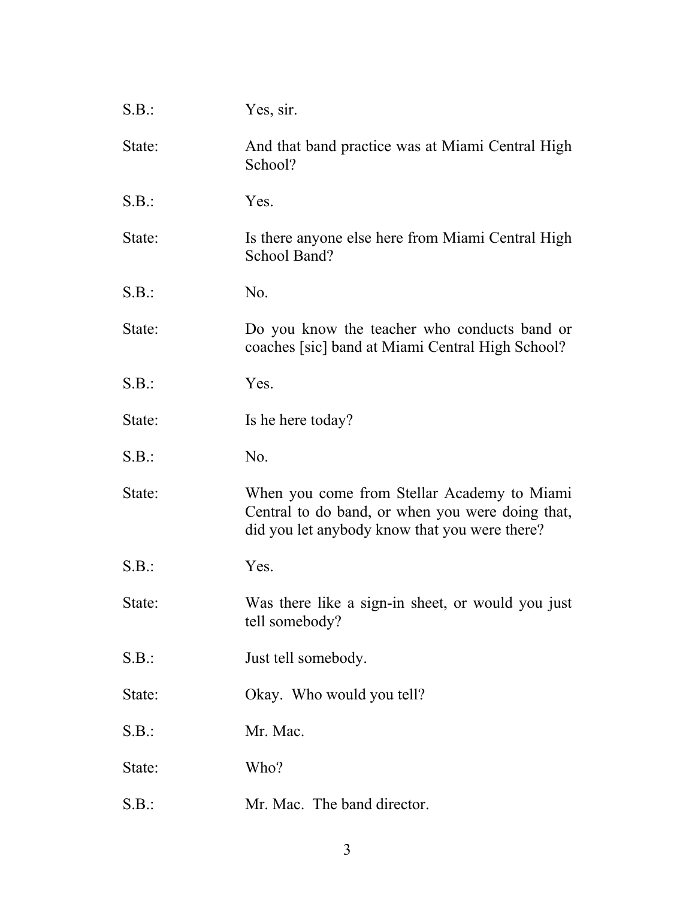S.B.: Yes, sir.

State: And that band practice was at Miami Central High School?

S.B.: Yes.

State: Is there anyone else here from Miami Central High School Band?

S.B.: No.

State: Do you know the teacher who conducts band or coaches [sic] band at Miami Central High School?

S.B.: Yes.

State: Is he here today?

S.B.: No.

State: When you come from Stellar Academy to Miami Central to do band, or when you were doing that, did you let anybody know that you were there?

S.B.: Yes.

State: Was there like a sign-in sheet, or would you just tell somebody?

S.B.: Just tell somebody.

State: Okay. Who would you tell?

S.B.: Mr. Mac.

State: Who?

S.B.: Mr. Mac. The band director.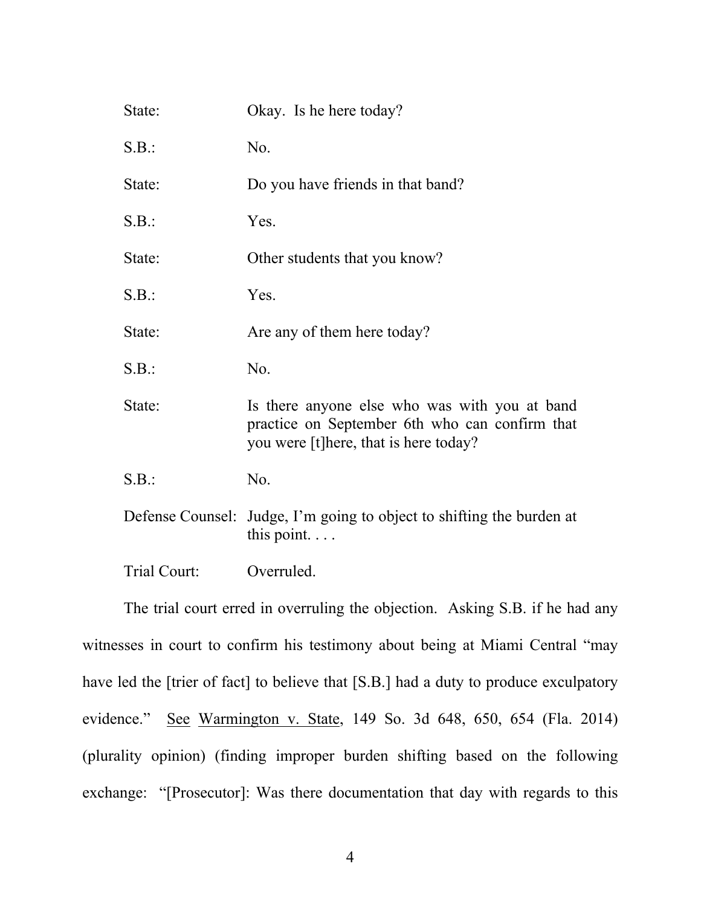State: Okay. Is he here today?

S.B.: No.

State: Do you have friends in that band?

S.B.: Yes.

State: Other students that you know?

S.B.: Yes.

State: Are any of them here today?

S.B.: No.

State: Is there anyone else who was with you at band practice on September 6th who can confirm that you were [t]here, that is here today?

S.B.: No.

Defense Counsel: Judge, I'm going to object to shifting the burden at this point. . . .

Trial Court: Overruled.

The trial court erred in overruling the objection. Asking S.B. if he had any witnesses in court to confirm his testimony about being at Miami Central "may have led the [trier of fact] to believe that [S.B.] had a duty to produce exculpatory evidence." See Warmington v. State, 149 So. 3d 648, 650, 654 (Fla. 2014) (plurality opinion) (finding improper burden shifting based on the following exchange: "[Prosecutor]: Was there documentation that day with regards to this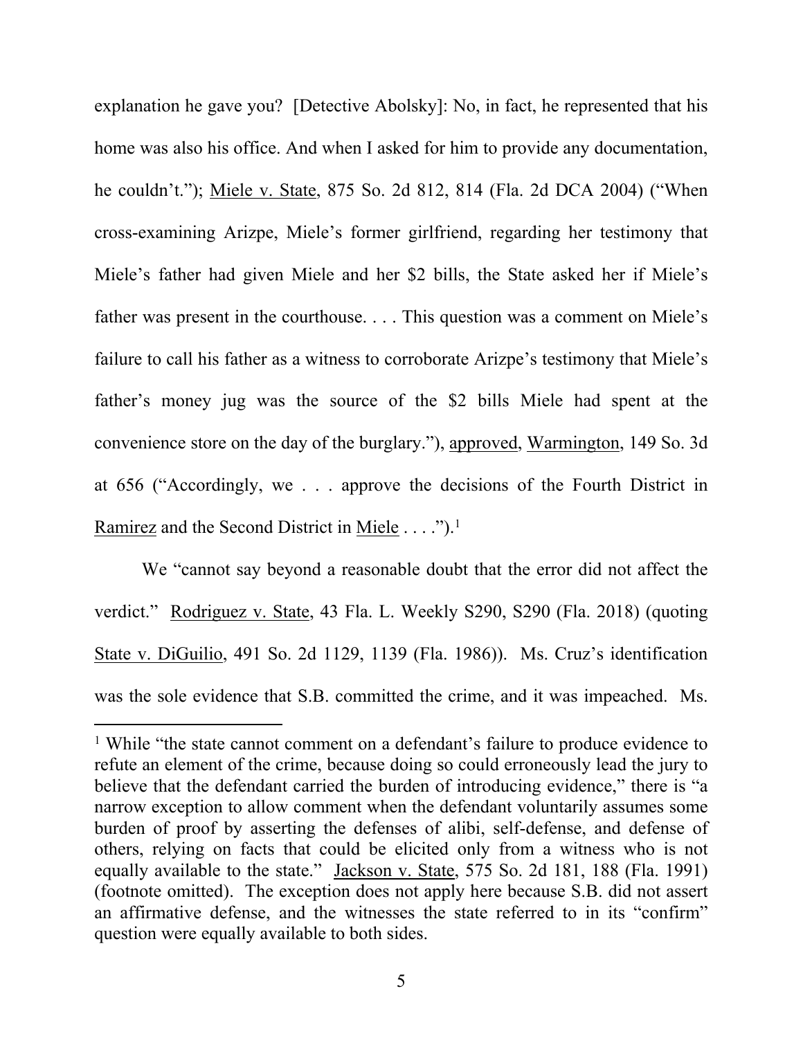explanation he gave you? [Detective Abolsky]: No, in fact, he represented that his home was also his office. And when I asked for him to provide any documentation, he couldn't."); Miele v. State, 875 So. 2d 812, 814 (Fla. 2d DCA 2004) ("When cross-examining Arizpe, Miele's former girlfriend, regarding her testimony that Miele's father had given Miele and her $2 bills, the State asked her if Miele's father was present in the courthouse. . . . This question was a comment on Miele's failure to call his father as a witness to corroborate Arizpe's testimony that Miele's father's money jug was the source of the $2 bills Miele had spent at the convenience store on the day of the burglary."), approved, Warmington, 149 So. 3d at 656 ("Accordingly, we . . . approve the decisions of the Fourth District in Ramirez and the Second District in Miele . . . .").[1]

We "cannot say beyond a reasonable doubt that the error did not affect the verdict." Rodriguez v. State, 43 Fla. L. Weekly S290, S290 (Fla. 2018) (quoting State v. DiGuilio, 491 So. 2d 1129, 1139 (Fla. 1986)). Ms. Cruz's identification was the sole evidence that S.B. committed the crime, and it was impeached. Ms.

---

[1] While "the state cannot comment on a defendant's failure to produce evidence to refute an element of the crime, because doing so could erroneously lead the jury to believe that the defendant carried the burden of introducing evidence," there is "a narrow exception to allow comment when the defendant voluntarily assumes some burden of proof by asserting the defenses of alibi, self-defense, and defense of others, relying on facts that could be elicited only from a witness who is not equally available to the state." Jackson v. State, 575 So. 2d 181, 188 (Fla. 1991) (footnote omitted). The exception does not apply here because S.B. did not assert an affirmative defense, and the witnesses the state referred to in its "confirm" question were equally available to both sides.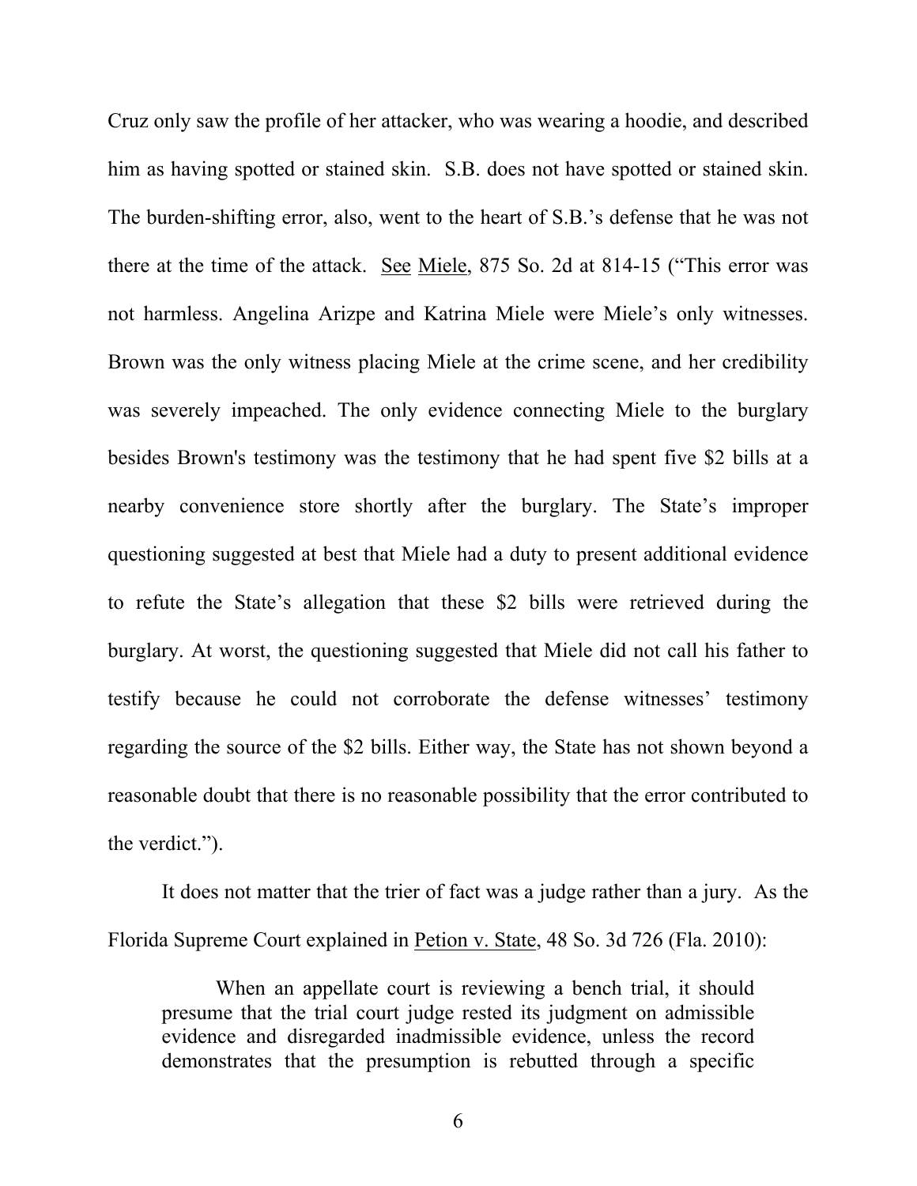Cruz only saw the profile of her attacker, who was wearing a hoodie, and described him as having spotted or stained skin. S.B. does not have spotted or stained skin. The burden-shifting error, also, went to the heart of S.B.'s defense that he was not there at the time of the attack. See Miele, 875 So. 2d at 814-15 ("This error was not harmless. Angelina Arizpe and Katrina Miele were Miele's only witnesses. Brown was the only witness placing Miele at the crime scene, and her credibility was severely impeached. The only evidence connecting Miele to the burglary besides Brown's testimony was the testimony that he had spent five $2 bills at a nearby convenience store shortly after the burglary. The State's improper questioning suggested at best that Miele had a duty to present additional evidence to refute the State's allegation that these $2 bills were retrieved during the burglary. At worst, the questioning suggested that Miele did not call his father to testify because he could not corroborate the defense witnesses' testimony regarding the source of the $2 bills. Either way, the State has not shown beyond a reasonable doubt that there is no reasonable possibility that the error contributed to the verdict.").

It does not matter that the trier of fact was a judge rather than a jury. As the Florida Supreme Court explained in Petion v. State, 48 So. 3d 726 (Fla. 2010):

> When an appellate court is reviewing a bench trial, it should presume that the trial court judge rested its judgment on admissible evidence and disregarded inadmissible evidence, unless the record demonstrates that the presumption is rebutted through a specific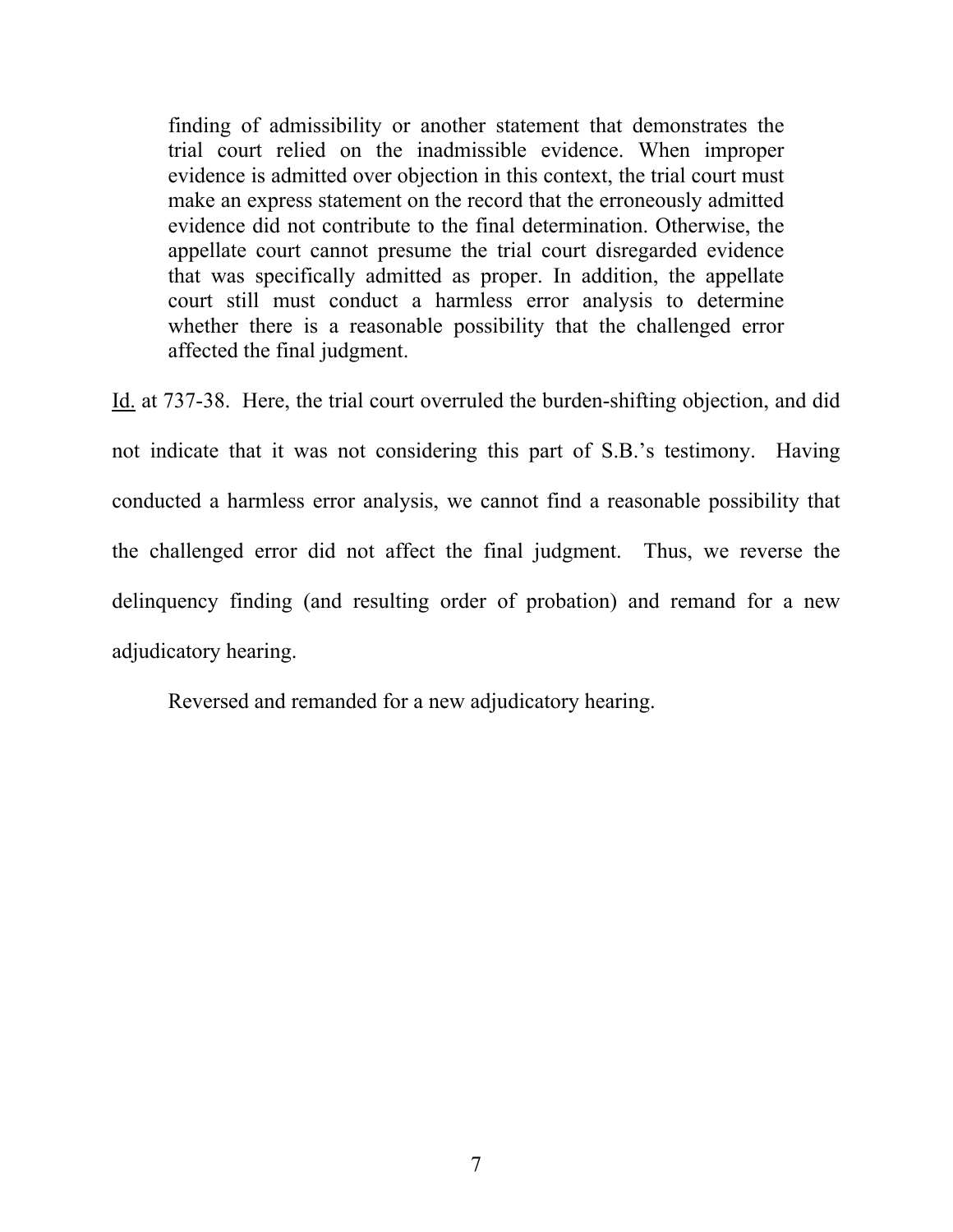> finding of admissibility or another statement that demonstrates the trial court relied on the inadmissible evidence. When improper evidence is admitted over objection in this context, the trial court must make an express statement on the record that the erroneously admitted evidence did not contribute to the final determination. Otherwise, the appellate court cannot presume the trial court disregarded evidence that was specifically admitted as proper. In addition, the appellate court still must conduct a harmless error analysis to determine whether there is a reasonable possibility that the challenged error affected the final judgment.

Id. at 737-38. Here, the trial court overruled the burden-shifting objection, and did not indicate that it was not considering this part of S.B.'s testimony. Having conducted a harmless error analysis, we cannot find a reasonable possibility that the challenged error did not affect the final judgment. Thus, we reverse the delinquency finding (and resulting order of probation) and remand for a new adjudicatory hearing.

Reversed and remanded for a new adjudicatory hearing.